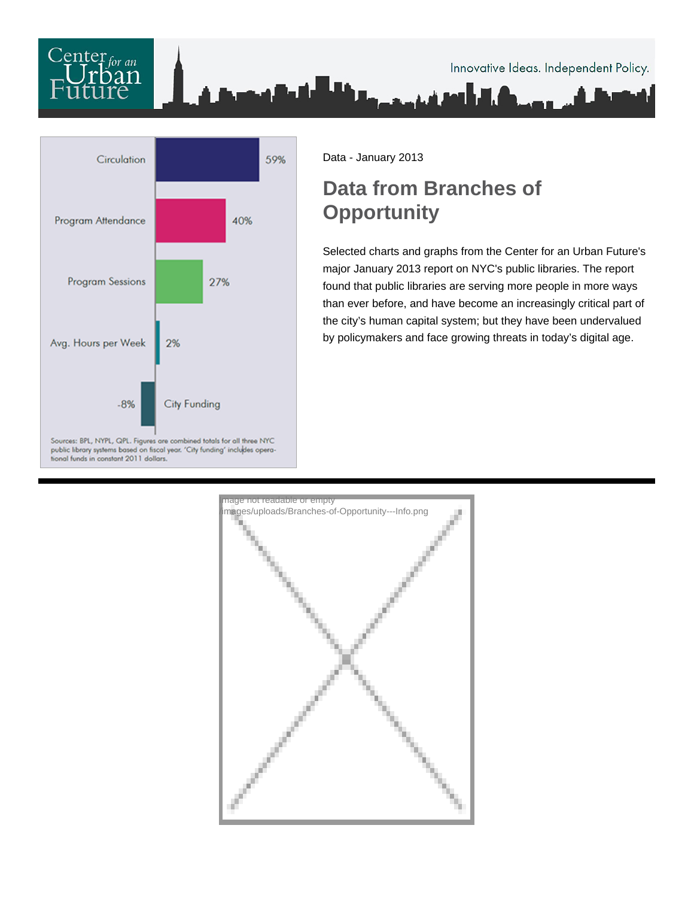Center for an Urban Future

Innovative Ideas. Independent Policy.

| | |
|---|---|
| Circulation | 59% |
| Program Attendance | 40% |
| Program Sessions | 27% |
| Avg. Hours per Week | 2% |
| City Funding | -8% |

Sources: BPL, NYPL, QPL. Figures are combined totals for all three NYC public library systems based on fiscal year. 'City funding' includes operational funds in constant 2011 dollars.

Data - January 2013

# Data from Branches of Opportunity

Selected charts and graphs from the Center for an Urban Future's major January 2013 report on NYC's public libraries. The report found that public libraries are serving more people in more ways than ever before, and have become an increasingly critical part of the city's human capital system; but they have been undervalued by policymakers and face growing threats in today's digital age.

Image not readable or empty
images/uploads/Branches-of-Opportunity---Info.png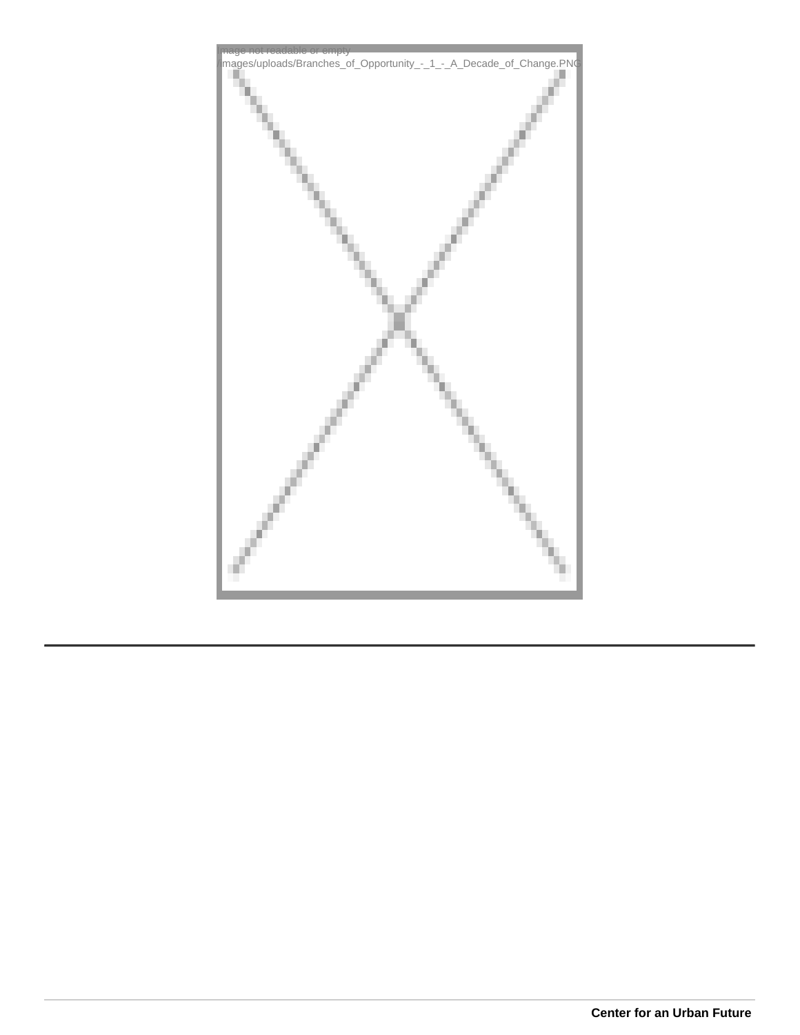Image not readable or empty
/images/uploads/Branches_of_Opportunity_-_1_-_A_Decade_of_Change.PNG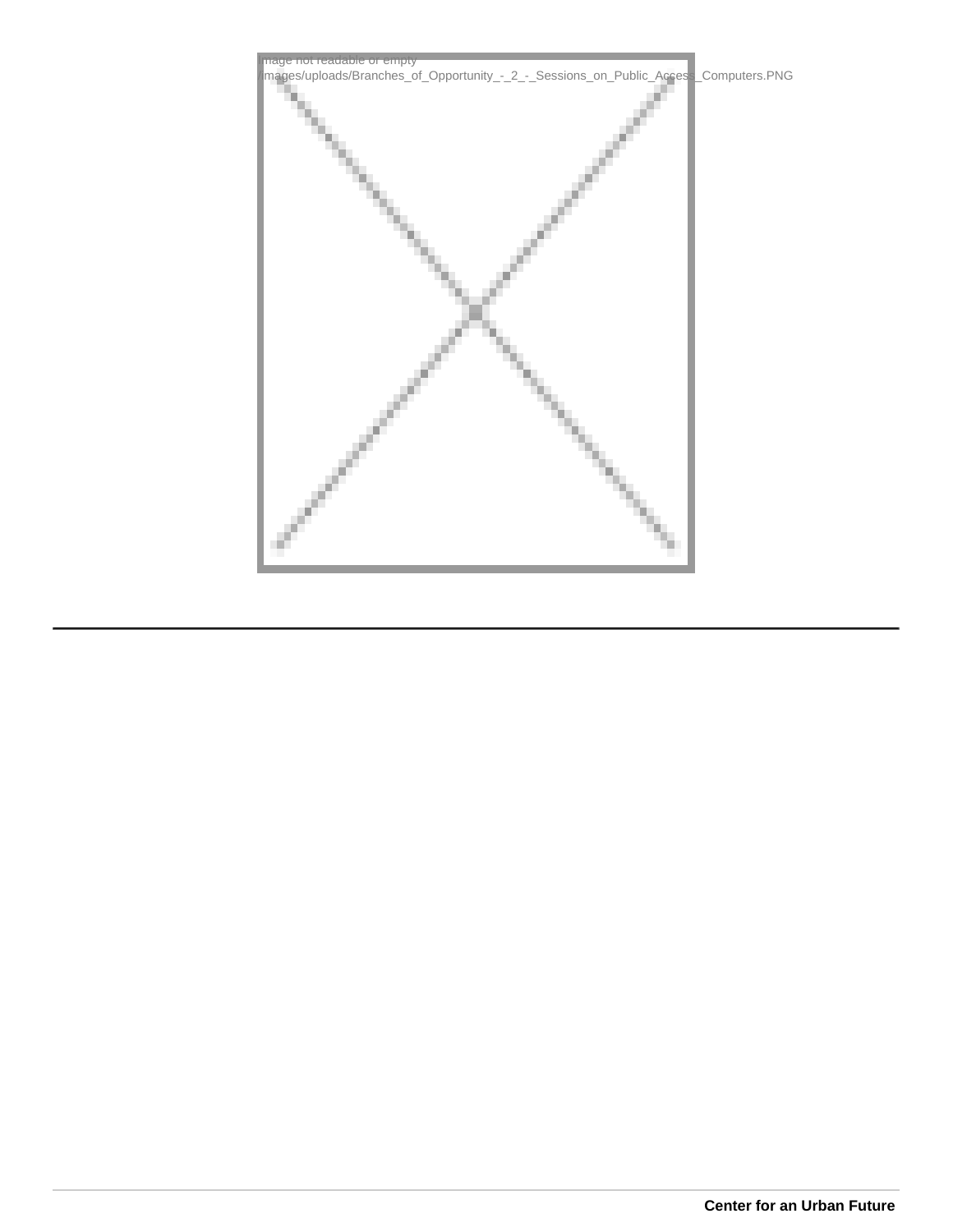Image not readable or empty
/images/uploads/Branches_of_Opportunity_-_2_-_Sessions_on_Public_Access_Computers.PNG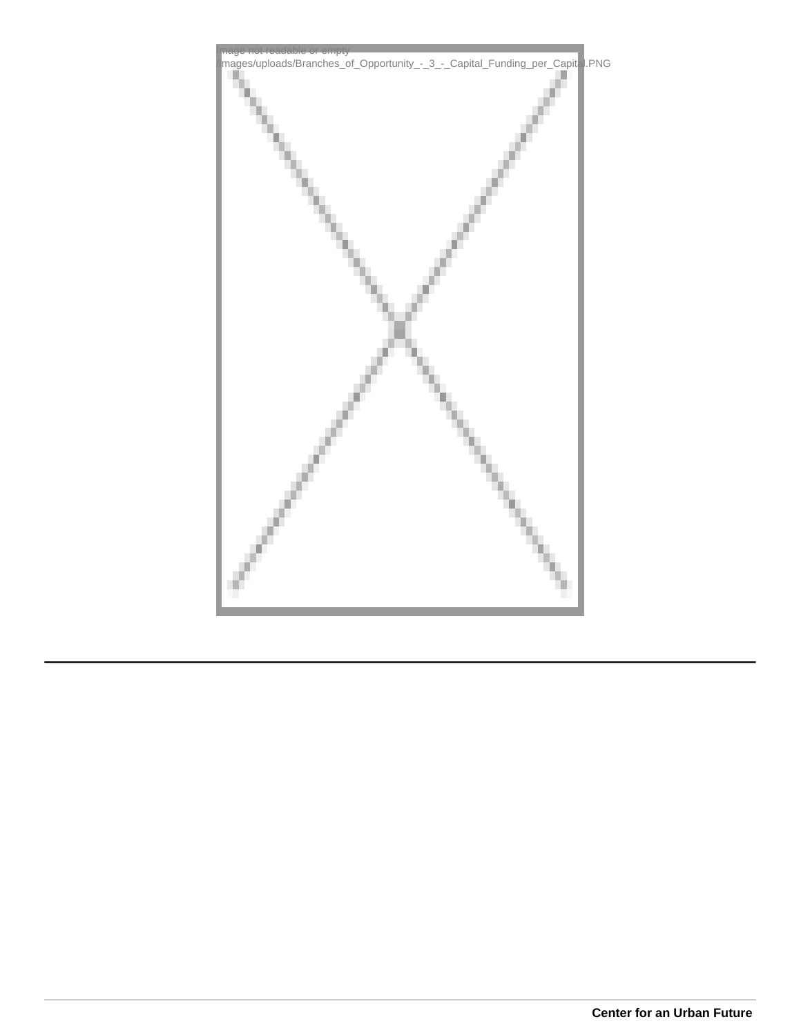Image not readable or empty
/images/uploads/Branches_of_Opportunity_-_3_-_Capital_Funding_per_Capital.PNG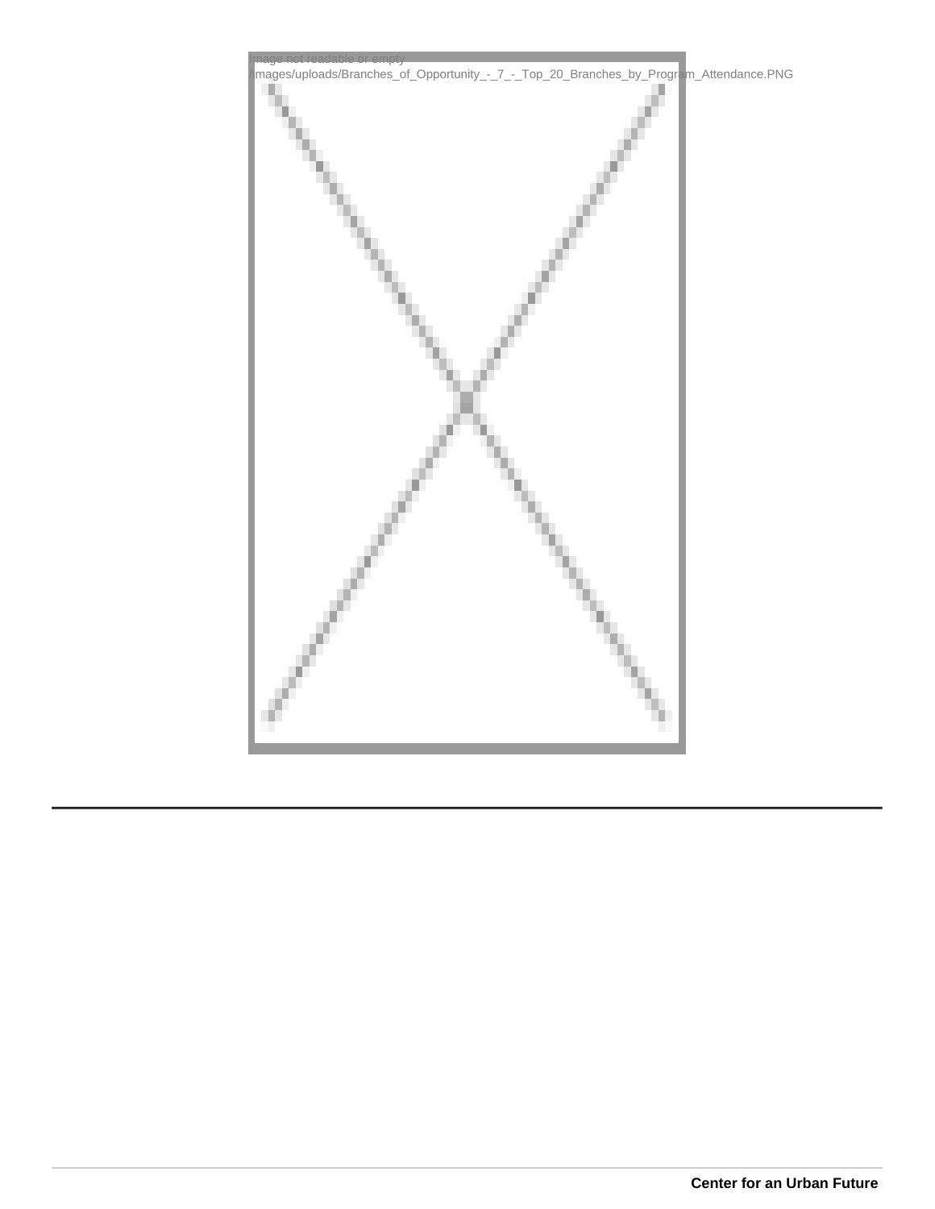Image not readable or empty
/images/uploads/Branches_of_Opportunity_-_7_-_Top_20_Branches_by_Program_Attendance.PNG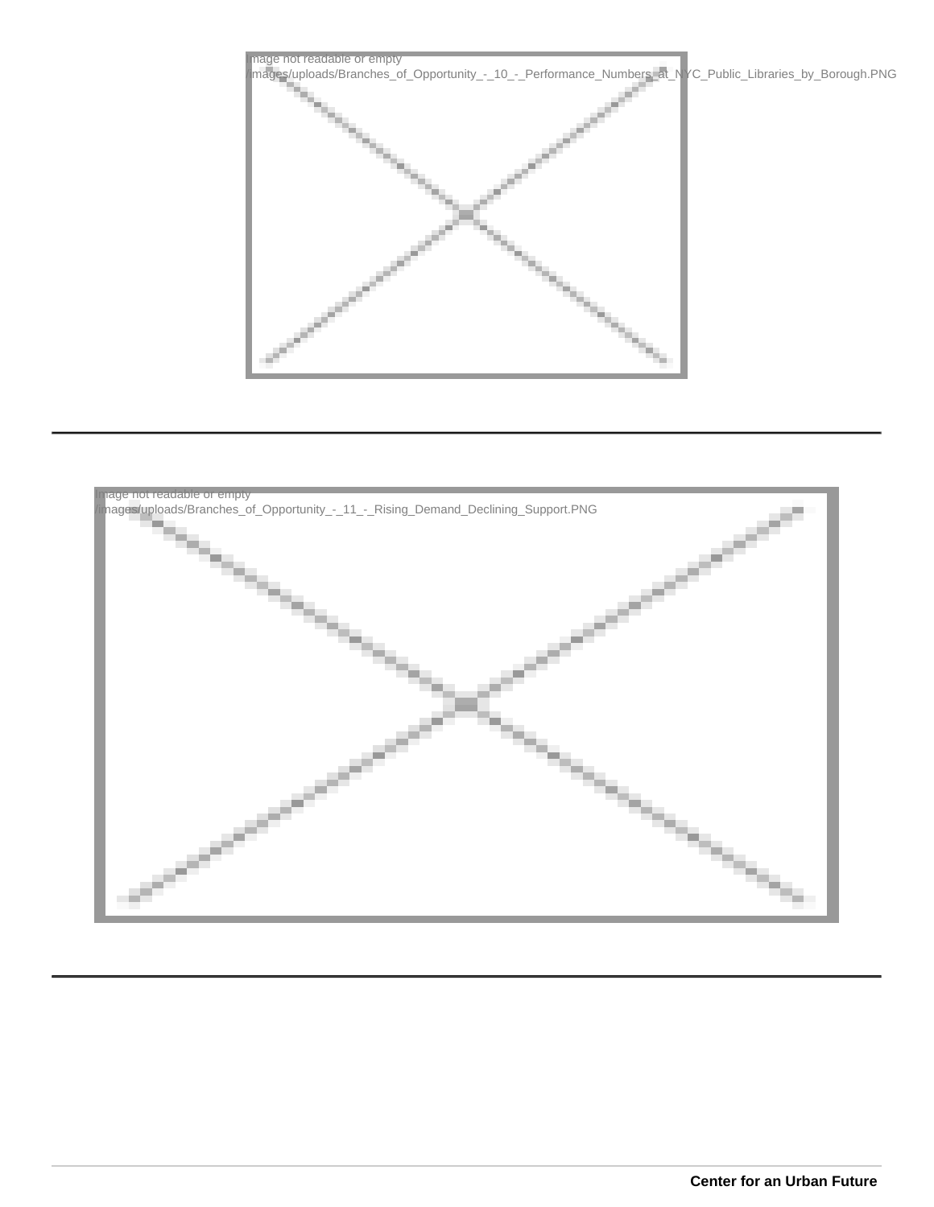Image not readable or empty
/images/uploads/Branches_of_Opportunity_-_10_-_Performance_Numbers_at_NYC_Public_Libraries_by_Borough.PNG

---

Image not readable or empty
/images/uploads/Branches_of_Opportunity_-_11_-_Rising_Demand_Declining_Support.PNG

---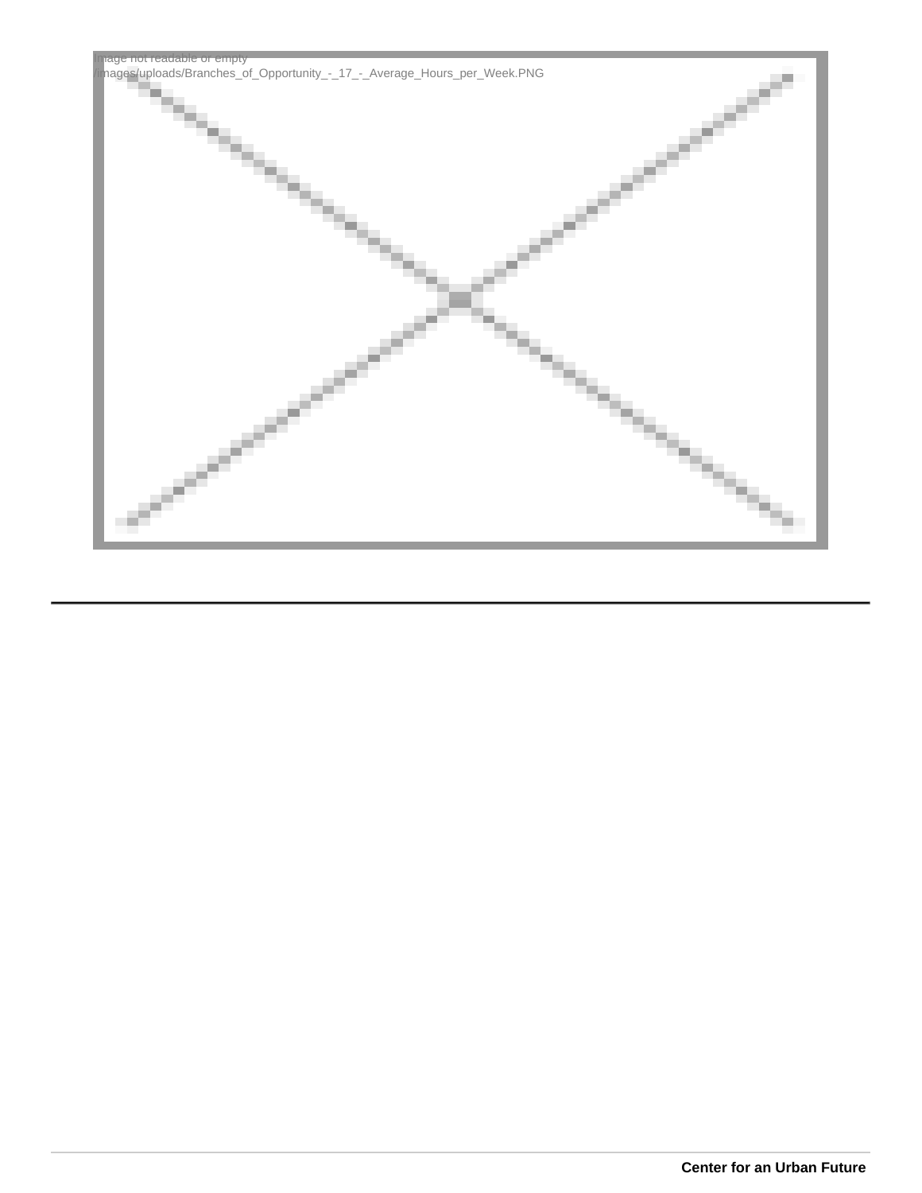Image not readable or empty
/images/uploads/Branches_of_Opportunity_-_17_-_Average_Hours_per_Week.PNG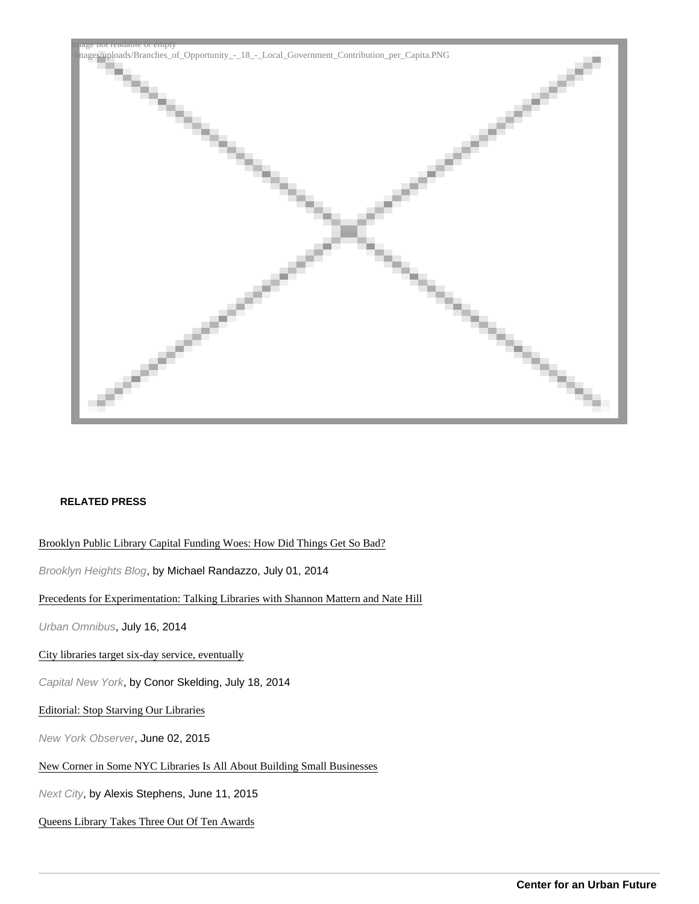Image not readable or empty
/images/uploads/Branches_of_Opportunity_-_18_-_Local_Government_Contribution_per_Capita.PNG

**RELATED PRESS**

Brooklyn Public Library Capital Funding Woes: How Did Things Get So Bad?

*Brooklyn Heights Blog*, by Michael Randazzo, July 01, 2014

Precedents for Experimentation: Talking Libraries with Shannon Mattern and Nate Hill

*Urban Omnibus*, July 16, 2014

City libraries target six-day service, eventually

*Capital New York*, by Conor Skelding, July 18, 2014

Editorial: Stop Starving Our Libraries

*New York Observer*, June 02, 2015

New Corner in Some NYC Libraries Is All About Building Small Businesses

*Next City*, by Alexis Stephens, June 11, 2015

Queens Library Takes Three Out Of Ten Awards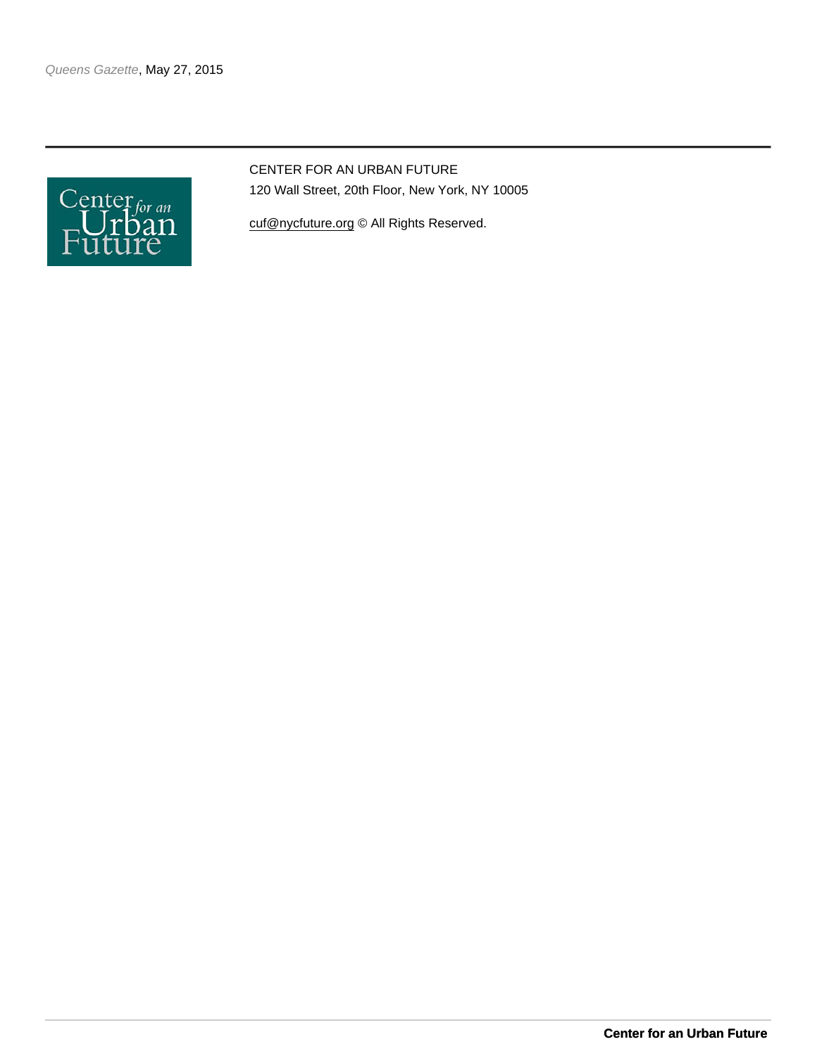*Queens Gazette*, May 27, 2015

---

CENTER FOR AN URBAN FUTURE
120 Wall Street, 20th Floor, New York, NY 10005

cuf@nycfuture.org © All Rights Reserved.